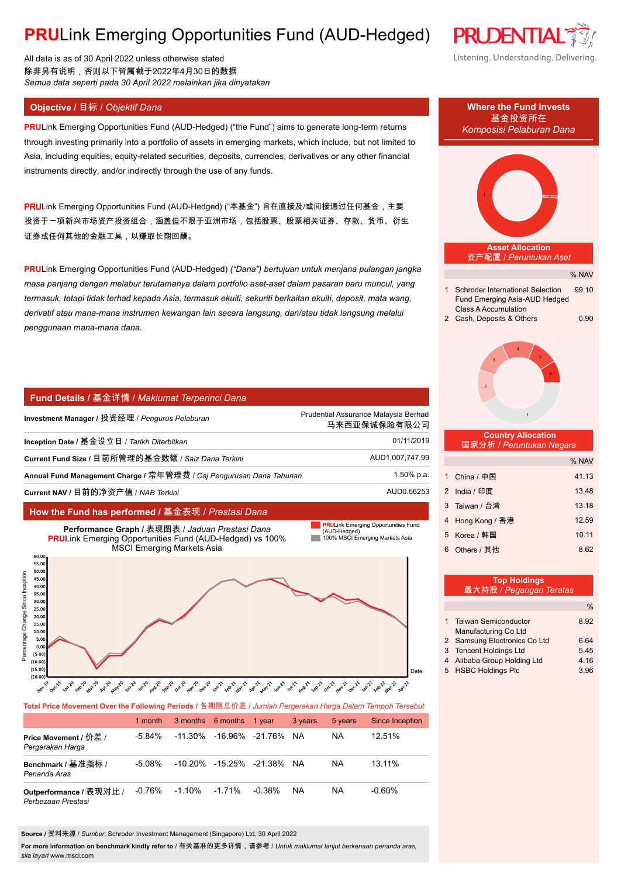# **PRU**Link Emerging Opportunities Fund (AUD-Hedged)

PRUDENTIAL
Listening. Understanding. Delivering.

All data is as of 30 April 2022 unless otherwise stated
除非另有说明，否则以下皆属截于2022年4月30日的数据
*Semua data seperti pada 30 April 2022 melainkan jika dinyatakan*

## Objective / 目标 / *Objektif Dana*

**PRU**Link Emerging Opportunities Fund (AUD-Hedged) ("the Fund") aims to generate long-term returns through investing primarily into a portfolio of assets in emerging markets, which include, but not limited to Asia, including equities, equity-related securities, deposits, currencies, derivatives or any other financial instruments directly, and/or indirectly through the use of any funds.

**PRU**Link Emerging Opportunities Fund (AUD-Hedged) ("本基金") 旨在直接及/或间接通过任何基金，主要投资于一项新兴市场资产投资组合，涵盖但不限于亚洲市场，包括股票、股票相关证券、存款、货币、衍生证券或任何其他的金融工具，以赚取长期回酬。

**PRU**Link Emerging Opportunities Fund (AUD-Hedged) *("Dana") bertujuan untuk menjana pulangan jangka masa panjang dengan melabur terutamanya dalam portfolio aset-aset dalam pasaran baru muncul, yang termasuk, tetapi tidak terhad kepada Asia, termasuk ekuiti, sekuriti berkaitan ekuiti, deposit, mata wang, derivatif atau mana-mana instrumen kewangan lain secara langsung, dan/atau tidak langsung melalui penggunaan mana-mana dana.*

## Fund Details / 基金详情 / *Maklumat Terperinci Dana*

| | |
|---|---|
| **Investment Manager /** 投资经理 / *Pengurus Pelaburan* | Prudential Assurance Malaysia Berhad 马来西亚保诚保险有限公司 |
| **Inception Date /** 基金设立日 / *Tarikh Diterbitkan* | 01/11/2019 |
| **Current Fund Size /** 目前所管理的基金数额 / *Saiz Dana Terkini* | AUD1,007,747.99 |
| **Annual Fund Management Charge /** 常年管理费 / *Caj Pengurusan Dana Tahunan* | 1.50% p.a. |
| **Current NAV /** 目前的净资产值 / *NAB Terkini* | AUD0.56253 |

## How the Fund has performed / 基金表现 / *Prestasi Dana*

**Performance Graph /** 表现图表 / *Jaduan Prestasi Dana*
**PRU**Link Emerging Opportunities Fund (AUD-Hedged) vs 100% MSCI Emerging Markets Asia

PRULink Emerging Opportunities Fund (AUD-Hedged)
100% MSCI Emerging Markets Asia

Percentage Change Since Inception
60.00 55.00 50.00 45.00 40.00 35.00 30.00 25.00 20.00 15.00 10.00 5.00 0.00 (5.00) (10.00) (15.00) (20.00)
Date
Nov-19 Dec-19 Jan-20 Feb-20 Mar-20 Apr-20 May-20 Jun-20 Jul-20 Aug-20 Sep-20 Oct-20 Nov-20 Dec-20 Jan-21 Feb-21 Mar-21 Apr-21 May-21 Jun-21 Jul-21 Aug-21 Sep-21 Oct-21 Nov-21 Dec-21 Jan-22 Feb-22 Mar-22 Apr-22

**Total Price Movement Over the Following Periods /** 各期限总价差 / *Jumlah Pergerakan Harga Dalam Tempoh Tersebut*

| | 1 month | 3 months | 6 months | 1 year | 3 years | 5 years | Since Inception |
|---|---|---|---|---|---|---|---|
| **Price Movement /** 价差 / *Pergerakan Harga* | -5.84% | -11.30% | -16.96% | -21.76% | NA | NA | 12.51% |
| **Benchmark /** 基准指标 / *Penanda Aras* | -5.08% | -10.20% | -15.25% | -21.38% | NA | NA | 13.11% |
| **Outperformance /** 表现对比 / *Perbezaan Prestasi* | -0.76% | -1.10% | -1.71% | -0.38% | NA | NA | -0.60% |

**Source /** 资料来源 / *Sumber*: Schroder Investment Management (Singapore) Ltd, 30 April 2022

**For more information on benchmark kindly refer to /** 有关基准的更多详情，请参考 / *Untuk maklumat lanjut berkenaan penanda aras, sila layari* www.msci.com

## Where the Fund invests / 基金投资所在 / *Komposisi Pelaburan Dana*

### Asset Allocation / 资产配置 / *Peruntukan Aset*

| | | % NAV |
|---|---|---|
| 1 | Schroder International Selection Fund Emerging Asia-AUD Hedged Class A Accumulation | 99.10 |
| 2 | Cash, Deposits & Others | 0.90 |

### Country Allocation / 国家分析 / *Peruntukan Negara*

| | | % NAV |
|---|---|---|
| 1 | China / 中国 | 41.13 |
| 2 | India / 印度 | 13.48 |
| 3 | Taiwan / 台湾 | 13.18 |
| 4 | Hong Kong / 香港 | 12.59 |
| 5 | Korea / 韩国 | 10.11 |
| 6 | Others / 其他 | 8.62 |

### Top Holdings / 最大持股 / *Pegangan Teratas*

| | | % |
|---|---|---|
| 1 | Taiwan Semiconductor Manufacturing Co Ltd | 8.92 |
| 2 | Samsung Electronics Co Ltd | 6.64 |
| 3 | Tencent Holdings Ltd | 5.45 |
| 4 | Alibaba Group Holding Ltd | 4.16 |
| 5 | HSBC Holdings Plc | 3.96 |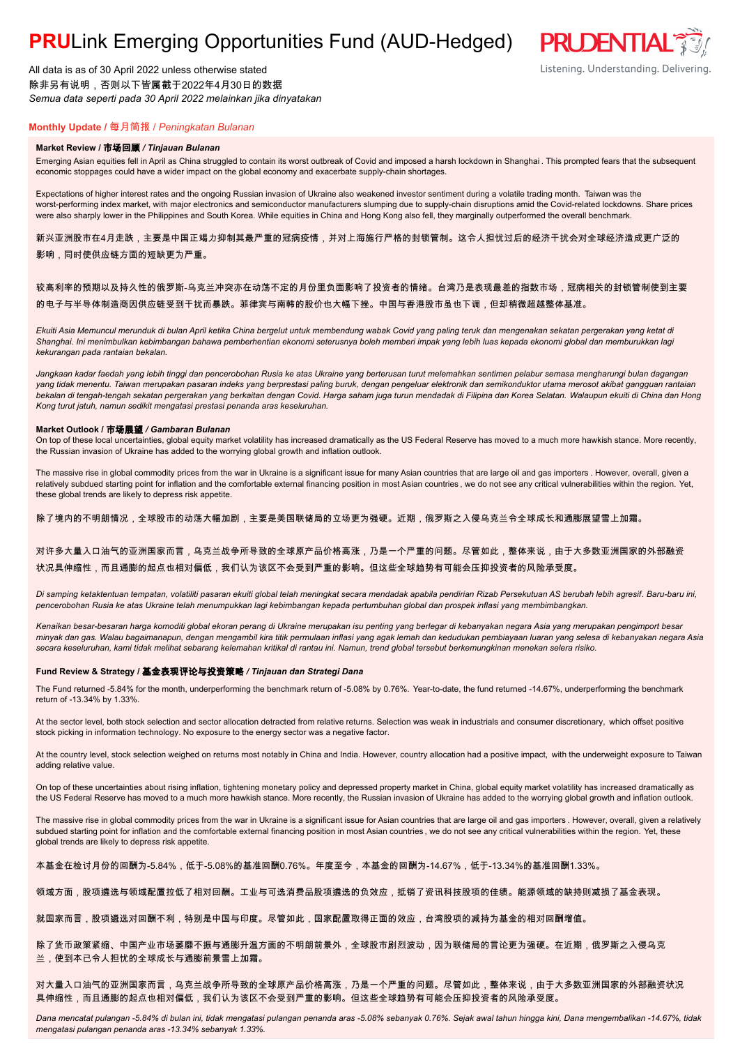# **PRU**Link Emerging Opportunities Fund (AUD-Hedged)

All data is as of 30 April 2022 unless otherwise stated
除非另有说明，否则以下皆属截于2022年4月30日的数据
*Semua data seperti pada 30 April 2022 melainkan jika dinyatakan*

PRUDENTIAL
Listening. Understanding. Delivering.

## Monthly Update / 每月简报 / *Peningkatan Bulanan*

### Market Review / 市场回顾 / *Tinjauan Bulanan*

Emerging Asian equities fell in April as China struggled to contain its worst outbreak of Covid and imposed a harsh lockdown in Shanghai . This prompted fears that the subsequent economic stoppages could have a wider impact on the global economy and exacerbate supply-chain shortages.

Expectations of higher interest rates and the ongoing Russian invasion of Ukraine also weakened investor sentiment during a volatile trading month. Taiwan was the worst-performing index market, with major electronics and semiconductor manufacturers slumping due to supply-chain disruptions amid the Covid-related lockdowns. Share prices were also sharply lower in the Philippines and South Korea. While equities in China and Hong Kong also fell, they marginally outperformed the overall benchmark.

新兴亚洲股市在4月走跌，主要是中国正竭力抑制其最严重的冠病疫情，并对上海施行严格的封锁管制。这令人担忧过后的经济干扰会对全球经济造成更广泛的影响，同时使供应链方面的短缺更为严重。

较高利率的预期以及持久性的俄罗斯-乌克兰冲突亦在动荡不定的月份里负面影响了投资者的情绪。台湾乃是表现最差的指数市场，冠病相关的封锁管制使到主要的电子与半导体制造商因供应链受到干扰而暴跌。菲律宾与南韩的股价也大幅下挫。中国与香港股市虽也下调，但却稍微超越整体基准。

*Ekuiti Asia Memuncul merunduk di bulan April ketika China bergelut untuk membendung wabak Covid yang paling teruk dan mengenakan sekatan pergerakan yang ketat di Shanghai. Ini menimbulkan kebimbangan bahawa pemberhentian ekonomi seterusnya boleh memberi impak yang lebih luas kepada ekonomi global dan memburukkan lagi kekurangan pada rantaian bekalan.*

*Jangkaan kadar faedah yang lebih tinggi dan pencerobohan Rusia ke atas Ukraine yang berterusan turut melemahkan sentimen pelabur semasa mengharungi bulan dagangan yang tidak menentu. Taiwan merupakan pasaran indeks yang berprestasi paling buruk, dengan pengeluar elektronik dan semikonduktor utama merosot akibat gangguan rantaian bekalan di tengah-tengah sekatan pergerakan yang berkaitan dengan Covid. Harga saham juga turun mendadak di Filipina dan Korea Selatan. Walaupun ekuiti di China dan Hong Kong turut jatuh, namun sedikit mengatasi prestasi penanda aras keseluruhan.*

### Market Outlook / 市场展望 / *Gambaran Bulanan*

On top of these local uncertainties, global equity market volatility has increased dramatically as the US Federal Reserve has moved to a much more hawkish stance. More recently, the Russian invasion of Ukraine has added to the worrying global growth and inflation outlook.

The massive rise in global commodity prices from the war in Ukraine is a significant issue for many Asian countries that are large oil and gas importers . However, overall, given a relatively subdued starting point for inflation and the comfortable external financing position in most Asian countries , we do not see any critical vulnerabilities within the region. Yet, these global trends are likely to depress risk appetite.

除了境内的不明朗情况，全球股市的动荡大幅加剧，主要是美国联储局的立场更为强硬。近期，俄罗斯之入侵乌克兰令全球成长和通膨展望雪上加霜。

对许多大量入口油气的亚洲国家而言，乌克兰战争所导致的全球原产品价格高涨，乃是一个严重的问题。尽管如此，整体来说，由于大多数亚洲国家的外部融资状况具伸缩性，而且通膨的起点也相对偏低，我们认为该区不会受到严重的影响。但这些全球趋势有可能会压抑投资者的风险承受度。

*Di samping ketaktentuan tempatan, volatiliti pasaran ekuiti global telah meningkat secara mendadak apabila pendirian Rizab Persekutuan AS berubah lebih agresif. Baru-baru ini, pencerobohan Rusia ke atas Ukraine telah menumpukkan lagi kebimbangan kepada pertumbuhan global dan prospek inflasi yang membimbangkan.*

*Kenaikan besar-besaran harga komoditi global ekoran perang di Ukraine merupakan isu penting yang berlegar di kebanyakan negara Asia yang merupakan pengimport besar minyak dan gas. Walau bagaimanapun, dengan mengambil kira titik permulaan inflasi yang agak lemah dan kedudukan pembiayaan luaran yang selesa di kebanyakan negara Asia secara keseluruhan, kami tidak melihat sebarang kelemahan kritikal di rantau ini. Namun, trend global tersebut berkemungkinan menekan selera risiko.*

### Fund Review & Strategy / 基金表现评论与投资策略 / *Tinjauan dan Strategi Dana*

The Fund returned -5.84% for the month, underperforming the benchmark return of -5.08% by 0.76%. Year-to-date, the fund returned -14.67%, underperforming the benchmark return of -13.34% by 1.33%.

At the sector level, both stock selection and sector allocation detracted from relative returns. Selection was weak in industrials and consumer discretionary, which offset positive stock picking in information technology. No exposure to the energy sector was a negative factor.

At the country level, stock selection weighed on returns most notably in China and India. However, country allocation had a positive impact, with the underweight exposure to Taiwan adding relative value.

On top of these uncertainties about rising inflation, tightening monetary policy and depressed property market in China, global equity market volatility has increased dramatically as the US Federal Reserve has moved to a much more hawkish stance. More recently, the Russian invasion of Ukraine has added to the worrying global growth and inflation outlook.

The massive rise in global commodity prices from the war in Ukraine is a significant issue for Asian countries that are large oil and gas importers . However, overall, given a relatively subdued starting point for inflation and the comfortable external financing position in most Asian countries , we do not see any critical vulnerabilities within the region. Yet, these global trends are likely to depress risk appetite.

本基金在检讨月份的回酬为-5.84%，低于-5.08%的基准回酬0.76%。年度至今，本基金的回酬为-14.67%，低于-13.34%的基准回酬1.33%。

领域方面，股项遴选与领域配置拉低了相对回酬。工业与可选消费品股项遴选的负效应，抵销了资讯科技股项的佳绩。能源领域的缺持则减损了基金表现。

就国家而言，股项遴选对回酬不利，特别是中国与印度。尽管如此，国家配置取得正面的效应，台湾股项的减持为基金的相对回酬增值。

除了货币政策紧缩、中国产业市场萎靡不振与通膨升温方面的不明朗前景外，全球股市剧烈波动，因为联储局的言论更为强硬。在近期，俄罗斯之入侵乌克兰，使到本已令人担忧的全球成长与通膨前景雪上加霜。

对大量入口油气的亚洲国家而言，乌克兰战争所导致的全球原产品价格高涨，乃是一个严重的问题。尽管如此，整体来说，由于大多数亚洲国家的外部融资状况具伸缩性，而且通膨的起点也相对偏低，我们认为该区不会受到严重的影响。但这些全球趋势有可能会压抑投资者的风险承受度。

*Dana mencatat pulangan -5.84% di bulan ini, tidak mengatasi pulangan penanda aras -5.08% sebanyak 0.76%. Sejak awal tahun hingga kini, Dana mengembalikan -14.67%, tidak mengatasi pulangan penanda aras -13.34% sebanyak 1.33%.*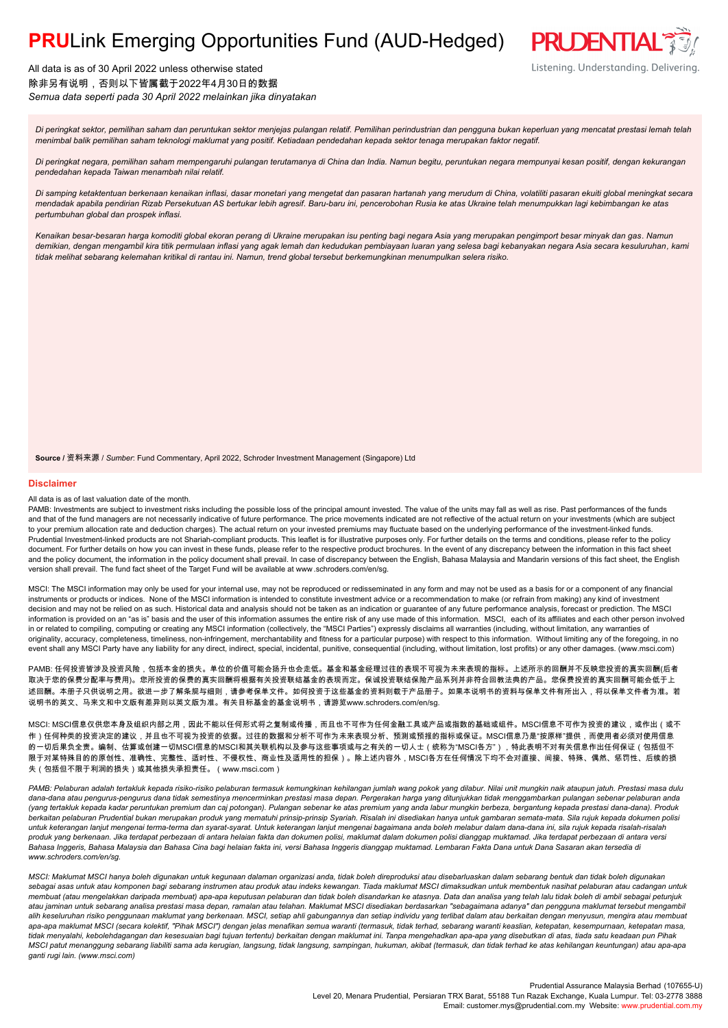*Di peringkat sektor, pemilihan saham dan peruntukan sektor menjejas pulangan relatif. Pemilihan perindustrian dan pengguna bukan keperluan yang mencatat prestasi lemah telah menimbal balik pemilihan saham teknologi maklumat yang positif. Ketiadaan pendedahan kepada sektor tenaga merupakan faktor negatif.*

*Di peringkat negara, pemilihan saham mempengaruhi pulangan terutamanya di China dan India. Namun begitu, peruntukan negara mempunyai kesan positif, dengan kekurangan pendedahan kepada Taiwan menambah nilai relatif.*

*Di samping ketaktentuan berkenaan kenaikan inflasi, dasar monetari yang mengetat dan pasaran hartanah yang merudum di China, volatiliti pasaran ekuiti global meningkat secara mendadak apabila pendirian Rizab Persekutuan AS bertukar lebih agresif. Baru-baru ini, pencerobohan Rusia ke atas Ukraine telah menumpukkan lagi kebimbangan ke atas pertumbuhan global dan prospek inflasi.*

*Kenaikan besar-besaran harga komoditi global ekoran perang di Ukraine merupakan isu penting bagi negara Asia yang merupakan pengimport besar minyak dan gas. Namun demikian, dengan mengambil kira titik permulaan inflasi yang agak lemah dan kedudukan pembiayaan luaran yang selesa bagi kebanyakan negara Asia secara keseluruhan, kami tidak melihat sebarang kelemahan kritikal di rantau ini. Namun, trend global tersebut berkemungkinan menumpulkan selera risiko.*

**Source** / 资料来源 / *Sumber*: Fund Commentary, April 2022, Schroder Investment Management (Singapore) Ltd

## Disclaimer

All data is as of last valuation date of the month.

PAMB: Investments are subject to investment risks including the possible loss of the principal amount invested. The value of the units may fall as well as rise. Past performances of the funds and that of the fund managers are not necessarily indicative of future performance. The price movements indicated are not reflective of the actual return on your investments (which are subject to your premium allocation rate and deduction charges). The actual return on your invested premiums may fluctuate based on the underlying performance of the investment-linked funds. Prudential Investment-linked products are not Shariah-compliant products. This leaflet is for illustrative purposes only. For further details on the terms and conditions, please refer to the policy document. For further details on how you can invest in these funds, please refer to the respective product brochures. In the event of any discrepancy between the information in this fact sheet and the policy document, the information in the policy document shall prevail. In case of discrepancy between the English, Bahasa Malaysia and Mandarin versions of this fact sheet, the English version shall prevail. The fund fact sheet of the Target Fund will be available at www.schroders.com/en/sg.

MSCI: The MSCI information may only be used for your internal use, may not be reproduced or redisseminated in any form and may not be used as a basis for or a component of any financial instruments or products or indices. None of the MSCI information is intended to constitute investment advice or a recommendation to make (or refrain from making) any kind of investment decision and may not be relied on as such. Historical data and analysis should not be taken as an indication or guarantee of any future performance analysis, forecast or prediction. The MSCI information is provided on an "as is" basis and the user of this information assumes the entire risk of any use made of this information. MSCI, each of its affiliates and each other person involved in or related to compiling, computing or creating any MSCI information (collectively, the "MSCI Parties") expressly disclaims all warranties (including, without limitation, any warranties of originality, accuracy, completeness, timeliness, non-infringement, merchantability and fitness for a particular purpose) with respect to this information. Without limiting any of the foregoing, in no event shall any MSCI Party have any liability for any direct, indirect, special, incidental, punitive, consequential (including, without limitation, lost profits) or any other damages. (www.msci.com)

PAMB: 任何投资皆涉及投资风险，包括本金的损失。单位的价值可能会扬升也会走低。基金和基金经理过往的表现不可视为未来表现的指标。上述所示的回酬并不反映您投资的真实回酬(后者取决于您的保费分配率与费用)。您所投资的保费的真实回酬将根据有关投资联结基金的表现而定。保诚投资联结保险产品系列并非符合回教法典的产品。您保费投资的真实回酬可能会低于上述回酬。本册子只供说明之用。欲进一步了解条规与细则，请参考保单文件。如何投资于这些基金的资料则载于产品册子。如果本说明书的资料与保单文件有所出入，将以保单文件者为准。若说明书的英文、马来文和中文版有差异则以英文版为准。有关目标基金的基金说明书，请游览www.schroders.com/en/sg.

MSCI: MSCI信息仅供您本身及组织内部之用，因此不能以任何形式将之复制或传播，而且也不可作为任何金融工具或产品或指数的基础或组件。MSCI信息不可作为投资的建议，或作出（或不作）任何种类的投资决定的建议，并且也不可视为投资的依据。过往的数据和分析不可作为未来表现分析、预测或预报的指标或保证。MSCI信息乃是"按原样"提供，而使用者必须对使用信息的一切后果负全责。编制、估算或创建一切MSCI信息的MSCI和其关联机构以及参与这些事项或与之有关的一切人士（统称为"MSCI各方"），特此表明不对有关信息作出任何保证（包括但不限于对某特殊目的的原创性、准确性、完整性、适时性、不侵权性、商业性及适用性的担保）。除上述内容外，MSCI各方在任何情况下均不会对直接、间接、特殊、偶然、惩罚性、后续的损失（包括但不限于利润的损失）或其他损失承担责任。（www.msci.com）

*PAMB: Pelaburan adalah tertakluk kepada risiko-risiko pelaburan termasuk kemungkinan kehilangan jumlah wang pokok yang dilabur. Nilai unit mungkin naik ataupun jatuh. Prestasi masa dulu dana-dana atau pengurus-pengurus dana tidak semestinya mencerminkan prestasi masa depan. Pergerakan harga yang ditunjukkan tidak menggambarkan pulangan sebenar pelaburan anda (yang tertakluk kepada kadar peruntukan premium dan caj potongan). Pulangan sebenar ke atas premium yang telah anda labur mungkin berbeza, bergantung kepada prestasi dana-dana). Produk berkaitan pelaburan Prudential bukan merupakan produk yang mematuhi prinsip-prinsip Syariah. Risalah ini disediakan hanya untuk gambaran semata-mata. Sila rujuk kepada dokumen polisi untuk keterangan lanjut mengenai terma-terma dan syarat-syarat. Untuk keterangan lanjut mengenai bagaimana anda boleh melabur dalam dana-dana ini, sila rujuk kepada risalah-risalah produk yang berkenaan. Jika terdapat perbezaan di antara helaian fakta dan dokumen polisi, maklumat dalam dokumen polisi dianggap muktamad. Jika terdapat perbezaan di antara versi Bahasa Inggeris, Bahasa Malaysia dan Bahasa Cina bagi helaian fakta ini, versi Bahasa Inggeris dianggap muktamad. Lembaran Fakta Dana untuk Dana Sasaran akan tersedia di www.schroders.com/en/sg.*

*MSCI: Maklumat MSCI hanya boleh digunakan untuk kegunaan dalaman organizasi anda, tidak boleh direproduksi atau disebarluaskan dalam sebarang bentuk dan tidak boleh digunakan sebagai asas untuk atau komponen bagi sebarang instrumen atau produk atau indeks kewangan. Tiada maklumat MSCI dimaksudkan untuk membentuk nasihat pelaburan atau cadangan untuk membuat (atau mengelakkan daripada membuat) apa-apa keputusan pelaburan dan tidak boleh disandarkan ke atasnya. Data dan analisa yang telah lalu tidak boleh di ambil sebagai petunjuk atau jaminan untuk sebarang analisa prestasi masa depan, ramalan atau telahan. Maklumat MSCI disediakan berdasarkan "sebagaimana adanya" dan pengguna maklumat tersebut mengambil alih keseluruhan risiko penggunaan maklumat yang berkenaan. MSCI, setiap ahli gabungannya dan setiap individu yang terlibat dalam atau berkaitan dengan menyusun, mengira atau membuat apa-apa maklumat MSCI (secara kolektif, "Pihak MSCI") dengan jelas menafikan semua waranti (termasuk, tidak terhad, sebarang waranti keaslian, ketepatan, kesempurnaan, ketepatan masa, tidak menyalahi, kebolehdagangan dan kesesuaian bagi tujuan tertentu) berkaitan dengan maklumat ini. Tanpa mengehadkan apa-apa yang disebutkan di atas, tiada satu keadaan pun Pihak MSCI patut menanggung sebarang liabiliti sama ada kerugian, langsung, tidak langsung, sampingan, hukuman, akibat (termasuk, dan tidak terhad ke atas kehilangan keuntungan) atau apa-apa ganti rugi lain. (www.msci.com)*

Prudential Assurance Malaysia Berhad (107655-U)
Level 20, Menara Prudential, Persiaran TRX Barat, 55188 Tun Razak Exchange, Kuala Lumpur. Tel: 03-2778 3888
Email: customer.mys@prudential.com.my Website: www.prudential.com.my